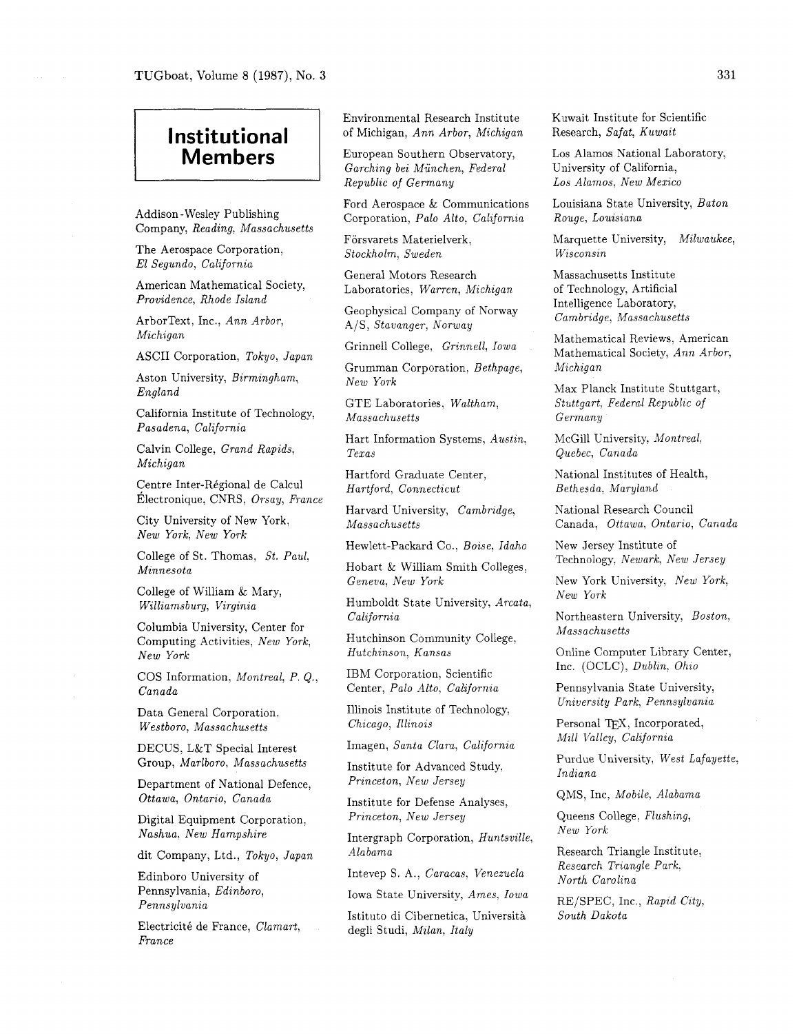# Institutional Members

Addison-Wesley Publishing Company, *Reading, Massachusetts*

The Aerospace Corporation, *El Segundo, California*

American Mathematical Society, *Providence, Rhode Island*

ArborText, Inc., *Ann Arbor, Michigan*

ASCII Corporation, *Tokyo, Japan*

Aston University, *Birmingham, England*

California Institute of Technology, *Pasadena, California*

Calvin College, *Grand Rapids, Michigan*

Centre Inter-Régional de Calcul Électronique, CNRS, *Orsay, France*

City University of New York, *New York, New York*

College of St. Thomas, *St. Paul, Minnesota*

College of William & Mary, *Williamsburg, Virginia*

Columbia University, Center for Computing Activities, *New York, New York*

COS Information, *Montreal, P. Q., Canada*

Data General Corporation, *Westboro, Massachusetts*

DECUS, L&T Special Interest Group, *Marlboro, Massachusetts*

Department of National Defence, *Ottawa, Ontario, Canada*

Digital Equipment Corporation, *Nashua, New Hampshire*

dit Company, Ltd., *Tokyo, Japan*

Edinboro University of Pennsylvania, *Edinboro, Pennsylvania*

Electricité de France, *Clamart, France*

Environmental Research Institute of Michigan, *Ann Arbor, Michigan*

European Southern Observatory, *Garching bei München, Federal Republic of Germany*

Ford Aerospace & Communications Corporation, *Palo Alto, California*

Försvarets Materielverk, *Stockholm, Sweden*

General Motors Research Laboratories, *Warren, Michigan*

Geophysical Company of Norway A/S, *Stavanger, Norway*

Grinnell College, *Grinnell, Iowa*

Grumman Corporation, *Bethpage, New York*

GTE Laboratories, *Waltham, Massachusetts*

Hart Information Systems, *Austin, Texas*

Hartford Graduate Center, *Hartford, Connecticut*

Harvard University, *Cambridge, Massachusetts*

Hewlett-Packard Co., *Boise, Idaho*

Hobart & William Smith Colleges, *Geneva, New York*

Humboldt State University, *Arcata, California*

Hutchinson Community College, *Hutchinson, Kansas*

IBM Corporation, Scientific Center, *Palo Alto, California*

Illinois Institute of Technology, *Chicago, Illinois*

Imagen, *Santa Clara, California*

Institute for Advanced Study, *Princeton, New Jersey*

Institute for Defense Analyses, *Princeton, New Jersey*

Intergraph Corporation, *Huntsville, Alabama*

Intevep S. A., *Caracas, Venezuela*

Iowa State University, *Ames, Iowa*

Istituto di Cibernetica, Università degli Studi, *Milan, Italy*

Kuwait Institute for Scientific Research, *Safat, Kuwait*

Los Alamos National Laboratory, University of California, *Los Alamos, New Mexico*

Louisiana State University, *Baton Rouge, Louisiana*

Marquette University, *Milwaukee, Wisconsin*

Massachusetts Institute of Technology, Artificial Intelligence Laboratory, *Cambridge, Massachusetts*

Mathematical Reviews, American Mathematical Society, *Ann Arbor, Michigan*

Max Planck Institute Stuttgart, *Stuttgart, Federal Republic of Germany*

McGill University, *Montreal, Quebec, Canada*

National Institutes of Health, *Bethesda, Maryland*

National Research Council Canada, *Ottawa, Ontario, Canada*

New Jersey Institute of Technology, *Newark, New Jersey*

New York University, *New York, New York*

Northeastern University, *Boston, Massachusetts*

Online Computer Library Center, Inc. (OCLC), *Dublin, Ohio*

Pennsylvania State University, *University Park, Pennsylvania*

Personal TeX, Incorporated, *Mill Valley, California*

Purdue University, *West Lafayette, Indiana*

QMS, Inc, *Mobile, Alabama*

Queens College, *Flushing, New York*

Research Triangle Institute, *Research Triangle Park, North Carolina*

RE/SPEC, Inc., *Rapid City, South Dakota*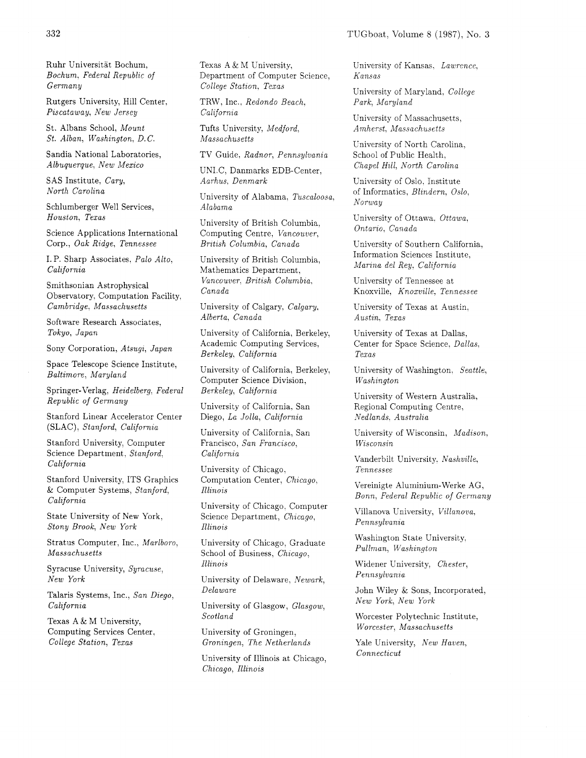Ruhr Universität Bochum, *Bochum, Federal Republic of Germany*

Rutgers University, Hill Center, *Piscataway, New Jersey*

St. Albans School, *Mount St. Alban, Washington, D.C.*

Sandia National Laboratories, *Albuquerque, New Mexico*

SAS Institute, *Cary, North Carolina*

Schlumberger Well Services, *Houston, Texas*

Science Applications International Corp., *Oak Ridge, Tennessee*

I. P. Sharp Associates, *Palo Alto, California*

Smithsonian Astrophysical Observatory, Computation Facility, *Cambridge, Massachusetts*

Software Research Associates, *Tokyo, Japan*

Sony Corporation, *Atsugi, Japan*

Space Telescope Science Institute, *Baltimore, Maryland*

Springer-Verlag, *Heidelberg, Federal Republic of Germany*

Stanford Linear Accelerator Center (SLAC), *Stanford, California*

Stanford University, Computer Science Department, *Stanford, California*

Stanford University, ITS Graphics & Computer Systems, *Stanford, California*

State University of New York, *Stony Brook, New York*

Stratus Computer, Inc., *Marlboro, Massachusetts*

Syracuse University, *Syracuse, New York*

Talaris Systems, Inc., *San Diego, California*

Texas A & M University, Computing Services Center, *College Station, Texas*

Texas A & M University, Department of Computer Science, *College Station, Texas*

TRW, Inc., *Redondo Beach, California*

Tufts University, *Medford, Massachusetts*

TV Guide, *Radnor, Pennsylvania*

UNI.C, Danmarks EDB-Center, *Aarhus, Denmark*

University of Alabama, *Tuscaloosa, Alabama*

University of British Columbia, Computing Centre, *Vancouver, British Columbia, Canada*

University of British Columbia, Mathematics Department, *Vancouver, British Columbia, Canada*

University of Calgary, *Calgary, Alberta, Canada*

University of California, Berkeley, Academic Computing Services, *Berkeley, California*

University of California, Berkeley, Computer Science Division, *Berkeley, California*

University of California, San Diego, *La Jolla, California*

University of California, San Francisco, *San Francisco, California*

University of Chicago, Computation Center, *Chicago, Illinois*

University of Chicago, Computer Science Department, *Chicago, Illinois*

University of Chicago, Graduate School of Business, *Chicago, Illinois*

University of Delaware, *Newark, Delaware*

University of Glasgow, *Glasgow, Scotland*

University of Groningen, *Groningen, The Netherlands*

University of Illinois at Chicago, *Chicago, Illinois*

University of Kansas, *Lawrence, Kansas*

University of Maryland, *College Park, Maryland*

University of Massachusetts, *Amherst, Massachusetts*

University of North Carolina, School of Public Health, *Chapel Hill, North Carolina*

University of Oslo, Institute of Informatics, *Blindern, Oslo, Norway*

University of Ottawa, *Ottawa, Ontario, Canada*

University of Southern California, Information Sciences Institute, *Marina del Rey, California*

University of Tennessee at Knoxville, *Knoxville, Tennessee*

University of Texas at Austin, *Austin, Texas*

University of Texas at Dallas, Center for Space Science, *Dallas, Texas*

University of Washington, *Seattle, Washington*

University of Western Australia, Regional Computing Centre, *Nedlands, Australia*

University of Wisconsin, *Madison, Wisconsin*

Vanderbilt University, *Nashville, Tennessee*

Vereinigte Aluminium-Werke AG, *Bonn, Federal Republic of Germany*

Villanova University, *Villanova, Pennsylvania*

Washington State University, *Pullman, Washington*

Widener University, *Chester, Pennsylvania*

John Wiley & Sons, Incorporated, *New York, New York*

Worcester Polytechnic Institute, *Worcester, Massachusetts*

Yale University, *New Haven, Connecticut*